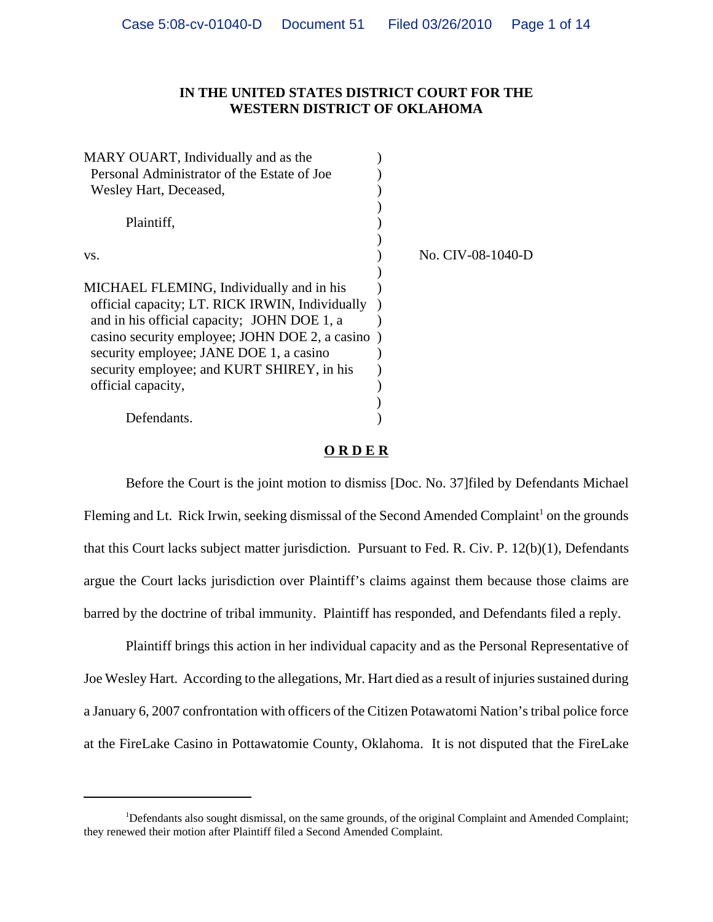**IN THE UNITED STATES DISTRICT COURT FOR THE WESTERN DISTRICT OF OKLAHOMA**

MARY OUART, Individually and as the Personal Administrator of the Estate of Joe Wesley Hart, Deceased,

Plaintiff,

vs.

MICHAEL FLEMING, Individually and in his official capacity; LT. RICK IRWIN, Individually and in his official capacity; JOHN DOE 1, a casino security employee; JOHN DOE 2, a casino security employee; JANE DOE 1, a casino security employee; and KURT SHIREY, in his official capacity,

Defendants.

No. CIV-08-1040-D

**O R D E R**

Before the Court is the joint motion to dismiss [Doc. No. 37]filed by Defendants Michael Fleming and Lt. Rick Irwin, seeking dismissal of the Second Amended Complaint[1] on the grounds that this Court lacks subject matter jurisdiction. Pursuant to Fed. R. Civ. P. 12(b)(1), Defendants argue the Court lacks jurisdiction over Plaintiff's claims against them because those claims are barred by the doctrine of tribal immunity. Plaintiff has responded, and Defendants filed a reply.

Plaintiff brings this action in her individual capacity and as the Personal Representative of Joe Wesley Hart. According to the allegations, Mr. Hart died as a result of injuries sustained during a January 6, 2007 confrontation with officers of the Citizen Potawatomi Nation's tribal police force at the FireLake Casino in Pottawatomie County, Oklahoma. It is not disputed that the FireLake

[1] Defendants also sought dismissal, on the same grounds, of the original Complaint and Amended Complaint; they renewed their motion after Plaintiff filed a Second Amended Complaint.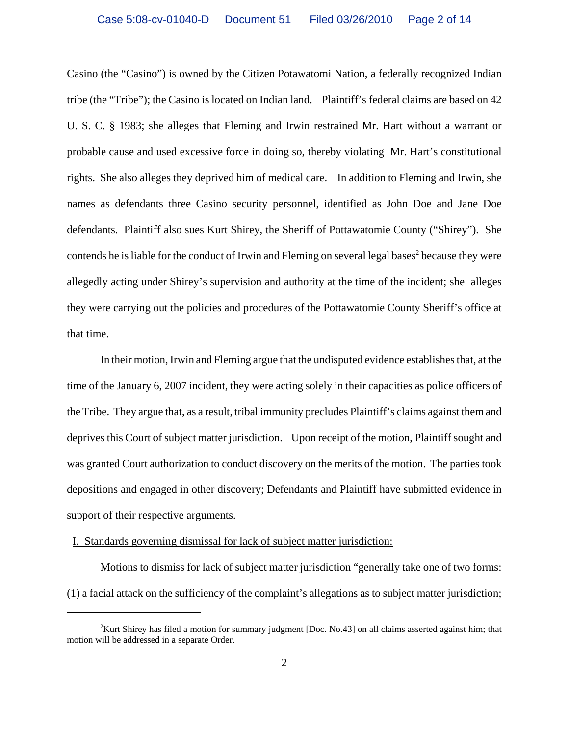Casino (the "Casino") is owned by the Citizen Potawatomi Nation, a federally recognized Indian tribe (the "Tribe"); the Casino is located on Indian land. Plaintiff's federal claims are based on 42 U. S. C. § 1983; she alleges that Fleming and Irwin restrained Mr. Hart without a warrant or probable cause and used excessive force in doing so, thereby violating Mr. Hart's constitutional rights. She also alleges they deprived him of medical care. In addition to Fleming and Irwin, she names as defendants three Casino security personnel, identified as John Doe and Jane Doe defendants. Plaintiff also sues Kurt Shirey, the Sheriff of Pottawatomie County ("Shirey"). She contends he is liable for the conduct of Irwin and Fleming on several legal bases[2] because they were allegedly acting under Shirey's supervision and authority at the time of the incident; she alleges they were carrying out the policies and procedures of the Pottawatomie County Sheriff's office at that time.

In their motion, Irwin and Fleming argue that the undisputed evidence establishes that, at the time of the January 6, 2007 incident, they were acting solely in their capacities as police officers of the Tribe. They argue that, as a result, tribal immunity precludes Plaintiff's claims against them and deprives this Court of subject matter jurisdiction. Upon receipt of the motion, Plaintiff sought and was granted Court authorization to conduct discovery on the merits of the motion. The parties took depositions and engaged in other discovery; Defendants and Plaintiff have submitted evidence in support of their respective arguments.

## I. Standards governing dismissal for lack of subject matter jurisdiction:

Motions to dismiss for lack of subject matter jurisdiction "generally take one of two forms: (1) a facial attack on the sufficiency of the complaint's allegations as to subject matter jurisdiction;

---

[2]Kurt Shirey has filed a motion for summary judgment [Doc. No.43] on all claims asserted against him; that motion will be addressed in a separate Order.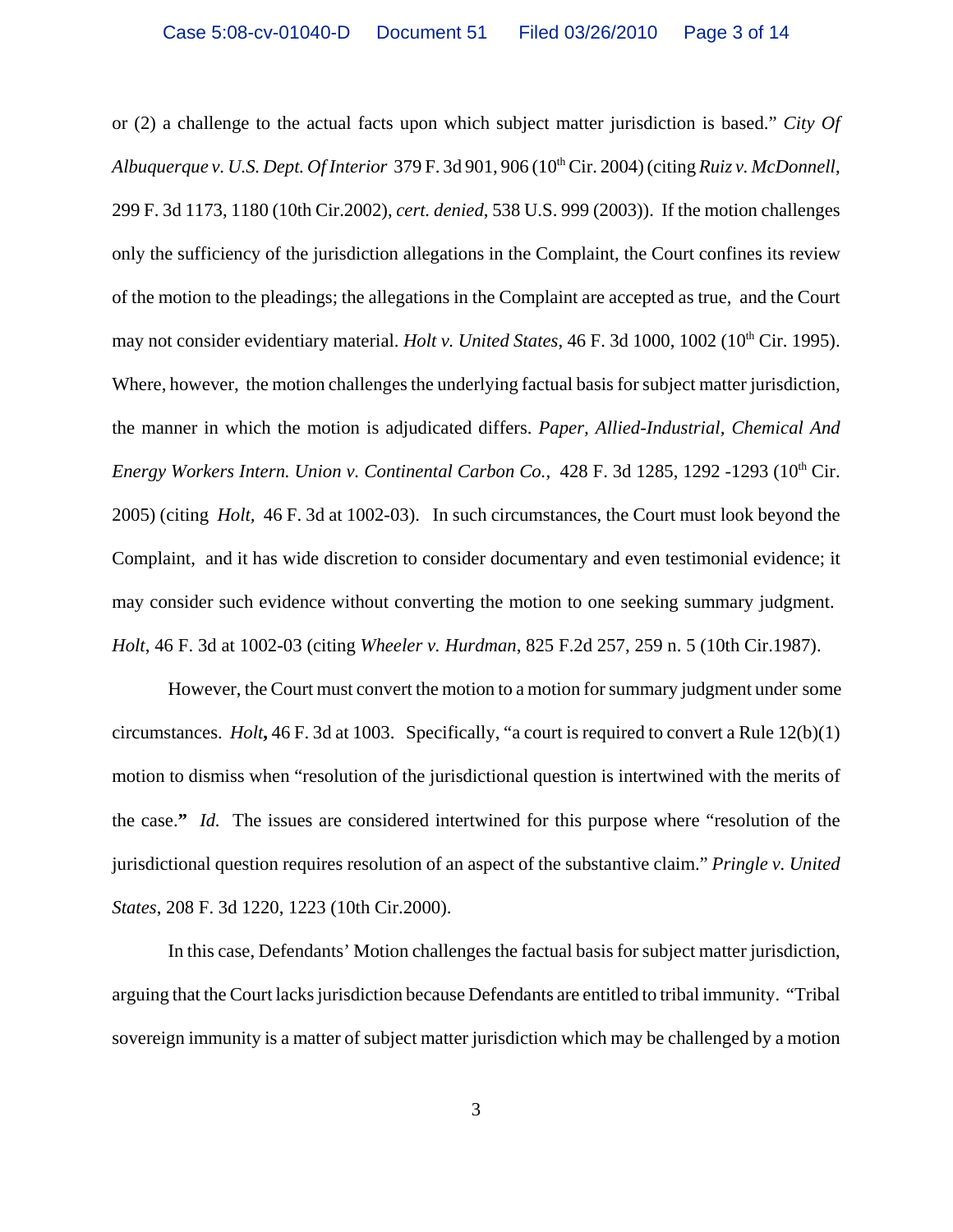or (2) a challenge to the actual facts upon which subject matter jurisdiction is based." *City Of Albuquerque v. U.S. Dept. Of Interior* 379 F. 3d 901, 906 (10th Cir. 2004) (citing *Ruiz v. McDonnell*, 299 F. 3d 1173, 1180 (10th Cir.2002), *cert. denied*, 538 U.S. 999 (2003)). If the motion challenges only the sufficiency of the jurisdiction allegations in the Complaint, the Court confines its review of the motion to the pleadings; the allegations in the Complaint are accepted as true, and the Court may not consider evidentiary material. *Holt v. United States*, 46 F. 3d 1000, 1002 (10th Cir. 1995). Where, however, the motion challenges the underlying factual basis for subject matter jurisdiction, the manner in which the motion is adjudicated differs. *Paper, Allied-Industrial, Chemical And Energy Workers Intern. Union v. Continental Carbon Co.*, 428 F. 3d 1285, 1292 -1293 (10th Cir. 2005) (citing *Holt*, 46 F. 3d at 1002-03). In such circumstances, the Court must look beyond the Complaint, and it has wide discretion to consider documentary and even testimonial evidence; it may consider such evidence without converting the motion to one seeking summary judgment. *Holt*, 46 F. 3d at 1002-03 (citing *Wheeler v. Hurdman*, 825 F.2d 257, 259 n. 5 (10th Cir.1987).

However, the Court must convert the motion to a motion for summary judgment under some circumstances. *Holt*, 46 F. 3d at 1003. Specifically, "a court is required to convert a Rule 12(b)(1) motion to dismiss when "resolution of the jurisdictional question is intertwined with the merits of the case." *Id.* The issues are considered intertwined for this purpose where "resolution of the jurisdictional question requires resolution of an aspect of the substantive claim." *Pringle v. United States*, 208 F. 3d 1220, 1223 (10th Cir.2000).

In this case, Defendants' Motion challenges the factual basis for subject matter jurisdiction, arguing that the Court lacks jurisdiction because Defendants are entitled to tribal immunity. "Tribal sovereign immunity is a matter of subject matter jurisdiction which may be challenged by a motion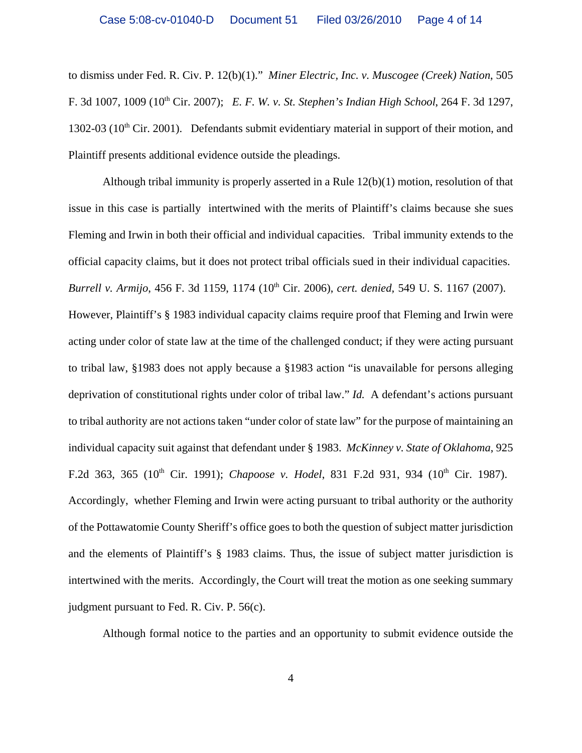to dismiss under Fed. R. Civ. P. 12(b)(1)." *Miner Electric, Inc. v. Muscogee (Creek) Nation*, 505 F. 3d 1007, 1009 (10th Cir. 2007); *E. F. W. v. St. Stephen's Indian High School*, 264 F. 3d 1297, 1302-03 (10th Cir. 2001). Defendants submit evidentiary material in support of their motion, and Plaintiff presents additional evidence outside the pleadings.

Although tribal immunity is properly asserted in a Rule 12(b)(1) motion, resolution of that issue in this case is partially intertwined with the merits of Plaintiff's claims because she sues Fleming and Irwin in both their official and individual capacities. Tribal immunity extends to the official capacity claims, but it does not protect tribal officials sued in their individual capacities. *Burrell v. Armijo*, 456 F. 3d 1159, 1174 (10th Cir. 2006), *cert. denied,* 549 U. S. 1167 (2007). However, Plaintiff's § 1983 individual capacity claims require proof that Fleming and Irwin were acting under color of state law at the time of the challenged conduct; if they were acting pursuant to tribal law, §1983 does not apply because a §1983 action "is unavailable for persons alleging deprivation of constitutional rights under color of tribal law." *Id.* A defendant's actions pursuant to tribal authority are not actions taken "under color of state law" for the purpose of maintaining an individual capacity suit against that defendant under § 1983. *McKinney v. State of Oklahoma*, 925 F.2d 363, 365 (10th Cir. 1991); *Chapoose v. Hodel*, 831 F.2d 931, 934 (10th Cir. 1987). Accordingly, whether Fleming and Irwin were acting pursuant to tribal authority or the authority of the Pottawatomie County Sheriff's office goes to both the question of subject matter jurisdiction and the elements of Plaintiff's § 1983 claims. Thus, the issue of subject matter jurisdiction is intertwined with the merits. Accordingly, the Court will treat the motion as one seeking summary judgment pursuant to Fed. R. Civ. P. 56(c).

Although formal notice to the parties and an opportunity to submit evidence outside the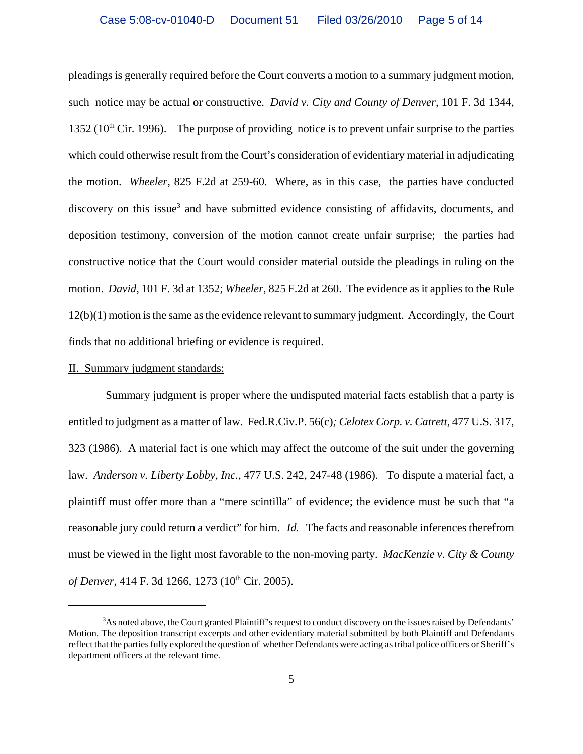pleadings is generally required before the Court converts a motion to a summary judgment motion, such notice may be actual or constructive. *David v. City and County of Denver*, 101 F. 3d 1344, 1352 (10th Cir. 1996). The purpose of providing notice is to prevent unfair surprise to the parties which could otherwise result from the Court's consideration of evidentiary material in adjudicating the motion. *Wheeler*, 825 F.2d at 259-60. Where, as in this case, the parties have conducted discovery on this issue[3] and have submitted evidence consisting of affidavits, documents, and deposition testimony, conversion of the motion cannot create unfair surprise; the parties had constructive notice that the Court would consider material outside the pleadings in ruling on the motion. *David*, 101 F. 3d at 1352; *Wheeler*, 825 F.2d at 260. The evidence as it applies to the Rule 12(b)(1) motion is the same as the evidence relevant to summary judgment. Accordingly, the Court finds that no additional briefing or evidence is required.

II. Summary judgment standards:

Summary judgment is proper where the undisputed material facts establish that a party is entitled to judgment as a matter of law. Fed.R.Civ.P. 56(c); *Celotex Corp. v. Catrett*, 477 U.S. 317, 323 (1986). A material fact is one which may affect the outcome of the suit under the governing law. *Anderson v. Liberty Lobby, Inc.*, 477 U.S. 242, 247-48 (1986). To dispute a material fact, a plaintiff must offer more than a "mere scintilla" of evidence; the evidence must be such that "a reasonable jury could return a verdict" for him. *Id.* The facts and reasonable inferences therefrom must be viewed in the light most favorable to the non-moving party. *MacKenzie v. City & County of Denver*, 414 F. 3d 1266, 1273 (10th Cir. 2005).

---

[3]As noted above, the Court granted Plaintiff's request to conduct discovery on the issues raised by Defendants' Motion. The deposition transcript excerpts and other evidentiary material submitted by both Plaintiff and Defendants reflect that the parties fully explored the question of whether Defendants were acting as tribal police officers or Sheriff's department officers at the relevant time.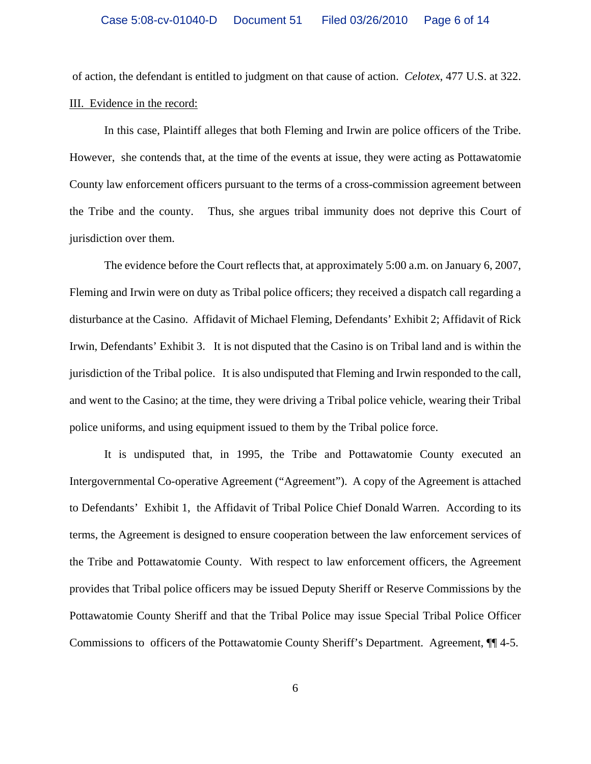of action, the defendant is entitled to judgment on that cause of action. *Celotex*, 477 U.S. at 322.

III. Evidence in the record:

In this case, Plaintiff alleges that both Fleming and Irwin are police officers of the Tribe. However, she contends that, at the time of the events at issue, they were acting as Pottawatomie County law enforcement officers pursuant to the terms of a cross-commission agreement between the Tribe and the county. Thus, she argues tribal immunity does not deprive this Court of jurisdiction over them.

The evidence before the Court reflects that, at approximately 5:00 a.m. on January 6, 2007, Fleming and Irwin were on duty as Tribal police officers; they received a dispatch call regarding a disturbance at the Casino. Affidavit of Michael Fleming, Defendants' Exhibit 2; Affidavit of Rick Irwin, Defendants' Exhibit 3. It is not disputed that the Casino is on Tribal land and is within the jurisdiction of the Tribal police. It is also undisputed that Fleming and Irwin responded to the call, and went to the Casino; at the time, they were driving a Tribal police vehicle, wearing their Tribal police uniforms, and using equipment issued to them by the Tribal police force.

It is undisputed that, in 1995, the Tribe and Pottawatomie County executed an Intergovernmental Co-operative Agreement ("Agreement"). A copy of the Agreement is attached to Defendants' Exhibit 1, the Affidavit of Tribal Police Chief Donald Warren. According to its terms, the Agreement is designed to ensure cooperation between the law enforcement services of the Tribe and Pottawatomie County. With respect to law enforcement officers, the Agreement provides that Tribal police officers may be issued Deputy Sheriff or Reserve Commissions by the Pottawatomie County Sheriff and that the Tribal Police may issue Special Tribal Police Officer Commissions to officers of the Pottawatomie County Sheriff's Department. Agreement, ¶¶ 4-5.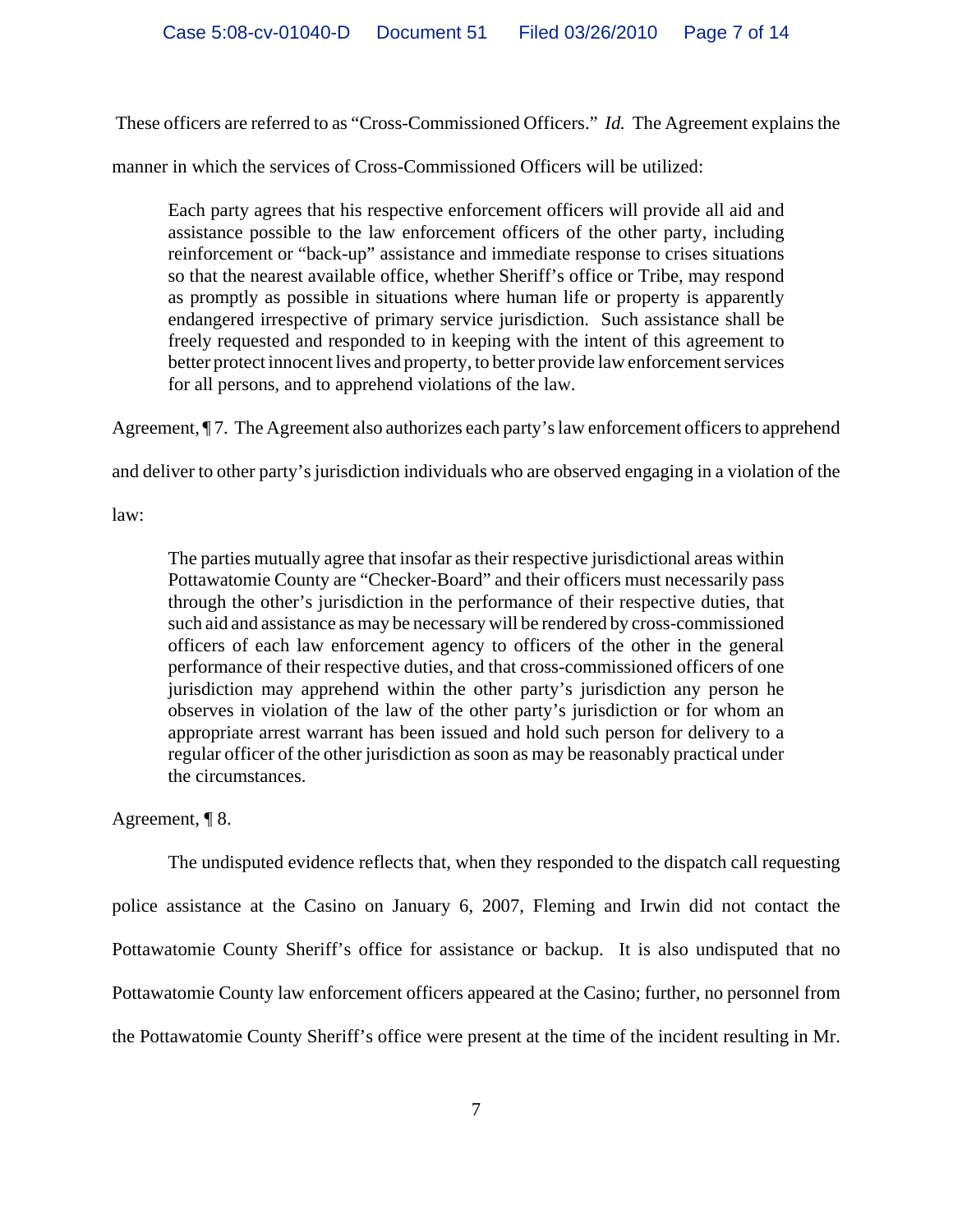These officers are referred to as "Cross-Commissioned Officers." *Id.* The Agreement explains the manner in which the services of Cross-Commissioned Officers will be utilized:

> Each party agrees that his respective enforcement officers will provide all aid and assistance possible to the law enforcement officers of the other party, including reinforcement or "back-up" assistance and immediate response to crises situations so that the nearest available office, whether Sheriff's office or Tribe, may respond as promptly as possible in situations where human life or property is apparently endangered irrespective of primary service jurisdiction. Such assistance shall be freely requested and responded to in keeping with the intent of this agreement to better protect innocent lives and property, to better provide law enforcement services for all persons, and to apprehend violations of the law.

Agreement, ¶ 7. The Agreement also authorizes each party's law enforcement officers to apprehend and deliver to other party's jurisdiction individuals who are observed engaging in a violation of the law:

> The parties mutually agree that insofar as their respective jurisdictional areas within Pottawatomie County are "Checker-Board" and their officers must necessarily pass through the other's jurisdiction in the performance of their respective duties, that such aid and assistance as may be necessary will be rendered by cross-commissioned officers of each law enforcement agency to officers of the other in the general performance of their respective duties, and that cross-commissioned officers of one jurisdiction may apprehend within the other party's jurisdiction any person he observes in violation of the law of the other party's jurisdiction or for whom an appropriate arrest warrant has been issued and hold such person for delivery to a regular officer of the other jurisdiction as soon as may be reasonably practical under the circumstances.

Agreement, ¶ 8.

The undisputed evidence reflects that, when they responded to the dispatch call requesting police assistance at the Casino on January 6, 2007, Fleming and Irwin did not contact the Pottawatomie County Sheriff's office for assistance or backup. It is also undisputed that no Pottawatomie County law enforcement officers appeared at the Casino; further, no personnel from the Pottawatomie County Sheriff's office were present at the time of the incident resulting in Mr.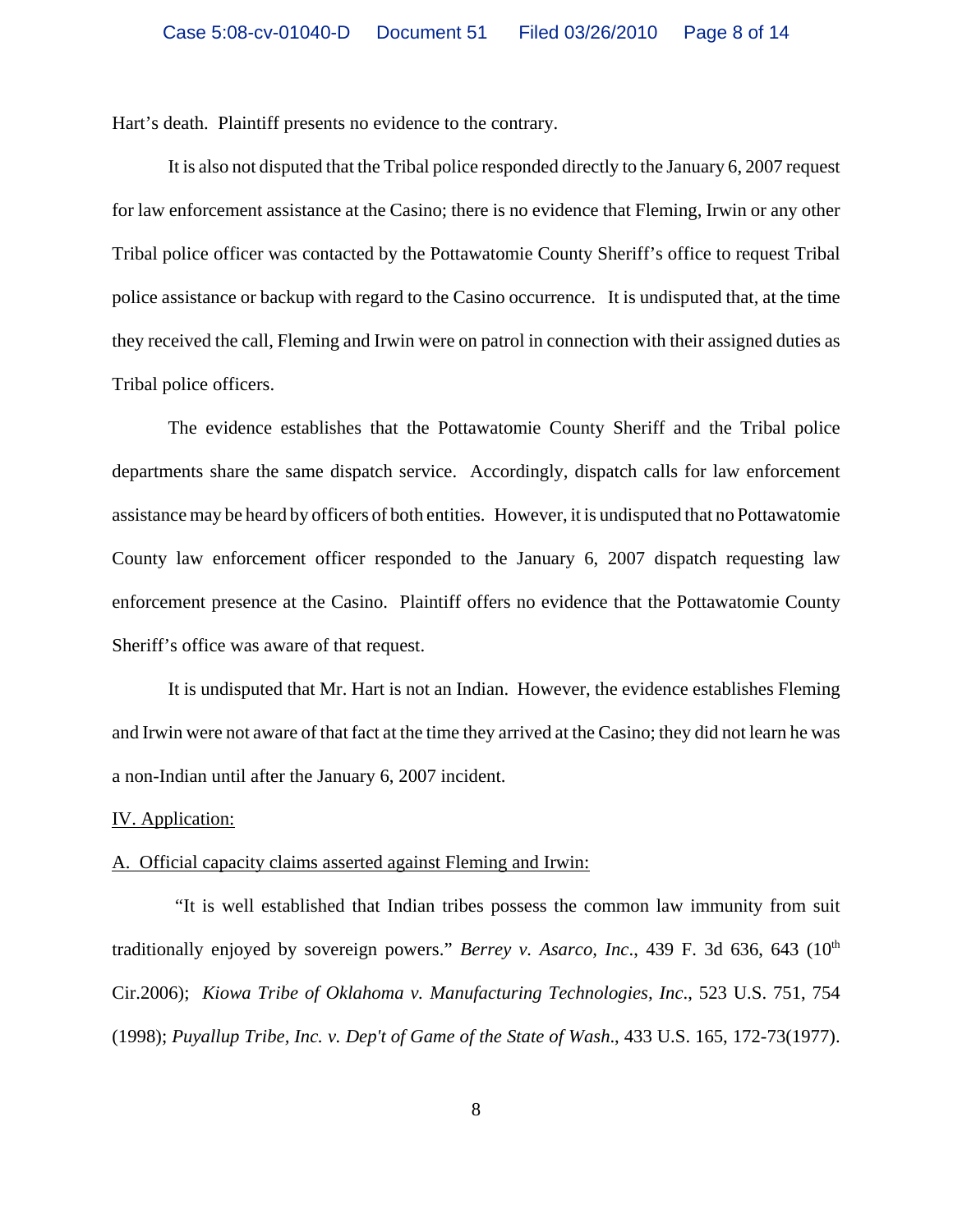Hart's death. Plaintiff presents no evidence to the contrary.

It is also not disputed that the Tribal police responded directly to the January 6, 2007 request for law enforcement assistance at the Casino; there is no evidence that Fleming, Irwin or any other Tribal police officer was contacted by the Pottawatomie County Sheriff's office to request Tribal police assistance or backup with regard to the Casino occurrence. It is undisputed that, at the time they received the call, Fleming and Irwin were on patrol in connection with their assigned duties as Tribal police officers.

The evidence establishes that the Pottawatomie County Sheriff and the Tribal police departments share the same dispatch service. Accordingly, dispatch calls for law enforcement assistance may be heard by officers of both entities. However, it is undisputed that no Pottawatomie County law enforcement officer responded to the January 6, 2007 dispatch requesting law enforcement presence at the Casino. Plaintiff offers no evidence that the Pottawatomie County Sheriff's office was aware of that request.

It is undisputed that Mr. Hart is not an Indian. However, the evidence establishes Fleming and Irwin were not aware of that fact at the time they arrived at the Casino; they did not learn he was a non-Indian until after the January 6, 2007 incident.

IV. Application:

A. Official capacity claims asserted against Fleming and Irwin:

"It is well established that Indian tribes possess the common law immunity from suit traditionally enjoyed by sovereign powers." *Berrey v. Asarco, Inc*., 439 F. 3d 636, 643 (10th Cir.2006); *Kiowa Tribe of Oklahoma v. Manufacturing Technologies, Inc*., 523 U.S. 751, 754 (1998); *Puyallup Tribe, Inc. v. Dep't of Game of the State of Wash*., 433 U.S. 165, 172-73(1977).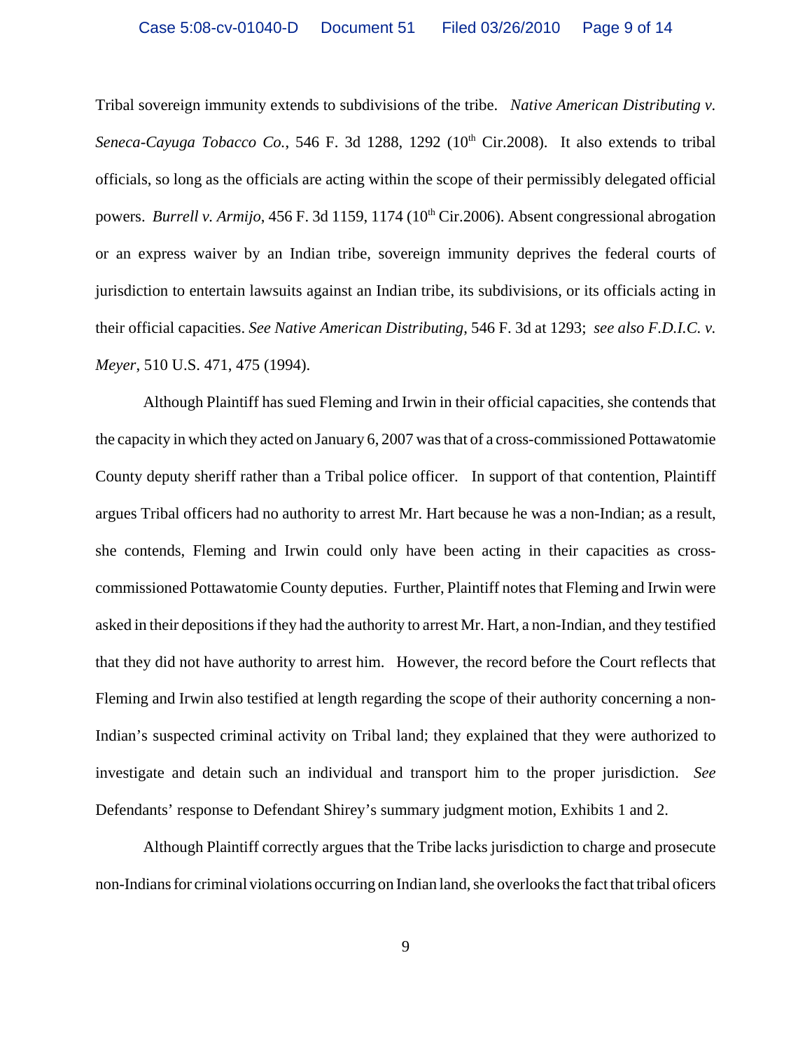Tribal sovereign immunity extends to subdivisions of the tribe. *Native American Distributing v. Seneca-Cayuga Tobacco Co.*, 546 F. 3d 1288, 1292 (10th Cir.2008). It also extends to tribal officials, so long as the officials are acting within the scope of their permissibly delegated official powers. *Burrell v. Armijo*, 456 F. 3d 1159, 1174 (10th Cir.2006). Absent congressional abrogation or an express waiver by an Indian tribe, sovereign immunity deprives the federal courts of jurisdiction to entertain lawsuits against an Indian tribe, its subdivisions, or its officials acting in their official capacities. *See Native American Distributing*, 546 F. 3d at 1293; *see also F.D.I.C. v. Meyer*, 510 U.S. 471, 475 (1994).

Although Plaintiff has sued Fleming and Irwin in their official capacities, she contends that the capacity in which they acted on January 6, 2007 was that of a cross-commissioned Pottawatomie County deputy sheriff rather than a Tribal police officer. In support of that contention, Plaintiff argues Tribal officers had no authority to arrest Mr. Hart because he was a non-Indian; as a result, she contends, Fleming and Irwin could only have been acting in their capacities as cross-commissioned Pottawatomie County deputies. Further, Plaintiff notes that Fleming and Irwin were asked in their depositions if they had the authority to arrest Mr. Hart, a non-Indian, and they testified that they did not have authority to arrest him. However, the record before the Court reflects that Fleming and Irwin also testified at length regarding the scope of their authority concerning a non-Indian's suspected criminal activity on Tribal land; they explained that they were authorized to investigate and detain such an individual and transport him to the proper jurisdiction. *See* Defendants' response to Defendant Shirey's summary judgment motion, Exhibits 1 and 2.

Although Plaintiff correctly argues that the Tribe lacks jurisdiction to charge and prosecute non-Indians for criminal violations occurring on Indian land, she overlooks the fact that tribal oficers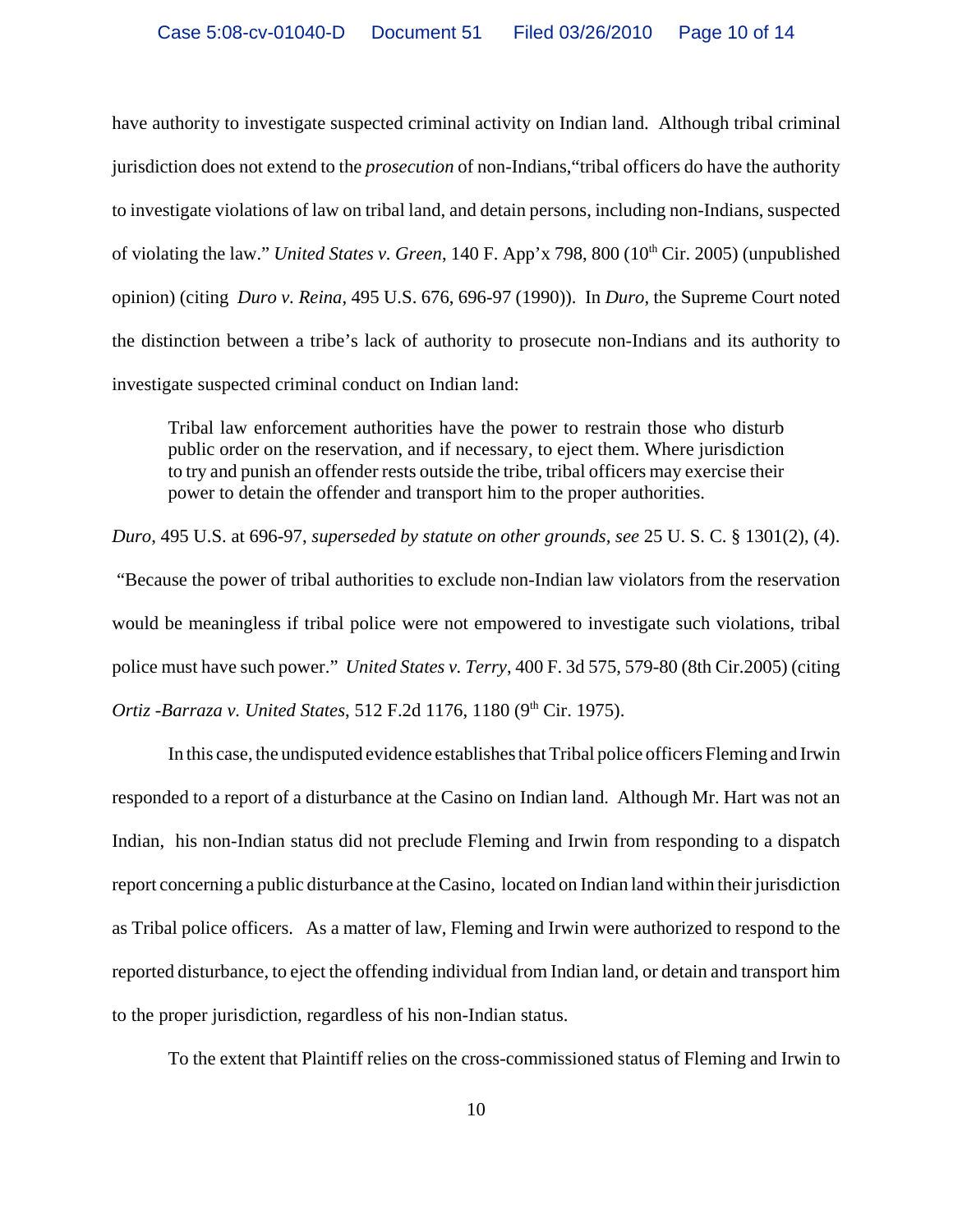have authority to investigate suspected criminal activity on Indian land. Although tribal criminal jurisdiction does not extend to the *prosecution* of non-Indians,"tribal officers do have the authority to investigate violations of law on tribal land, and detain persons, including non-Indians, suspected of violating the law." *United States v. Green*, 140 F. App'x 798, 800 (10th Cir. 2005) (unpublished opinion) (citing *Duro v. Reina*, 495 U.S. 676, 696-97 (1990)). In *Duro*, the Supreme Court noted the distinction between a tribe's lack of authority to prosecute non-Indians and its authority to investigate suspected criminal conduct on Indian land:

> Tribal law enforcement authorities have the power to restrain those who disturb public order on the reservation, and if necessary, to eject them. Where jurisdiction to try and punish an offender rests outside the tribe, tribal officers may exercise their power to detain the offender and transport him to the proper authorities.

*Duro*, 495 U.S. at 696-97, *superseded by statute on other grounds*, *see* 25 U. S. C. § 1301(2), (4). "Because the power of tribal authorities to exclude non-Indian law violators from the reservation would be meaningless if tribal police were not empowered to investigate such violations, tribal police must have such power." *United States v. Terry*, 400 F. 3d 575, 579-80 (8th Cir.2005) (citing *Ortiz -Barraza v. United States*, 512 F.2d 1176, 1180 (9th Cir. 1975).

In this case, the undisputed evidence establishes that Tribal police officers Fleming and Irwin responded to a report of a disturbance at the Casino on Indian land. Although Mr. Hart was not an Indian, his non-Indian status did not preclude Fleming and Irwin from responding to a dispatch report concerning a public disturbance at the Casino, located on Indian land within their jurisdiction as Tribal police officers. As a matter of law, Fleming and Irwin were authorized to respond to the reported disturbance, to eject the offending individual from Indian land, or detain and transport him to the proper jurisdiction, regardless of his non-Indian status.

To the extent that Plaintiff relies on the cross-commissioned status of Fleming and Irwin to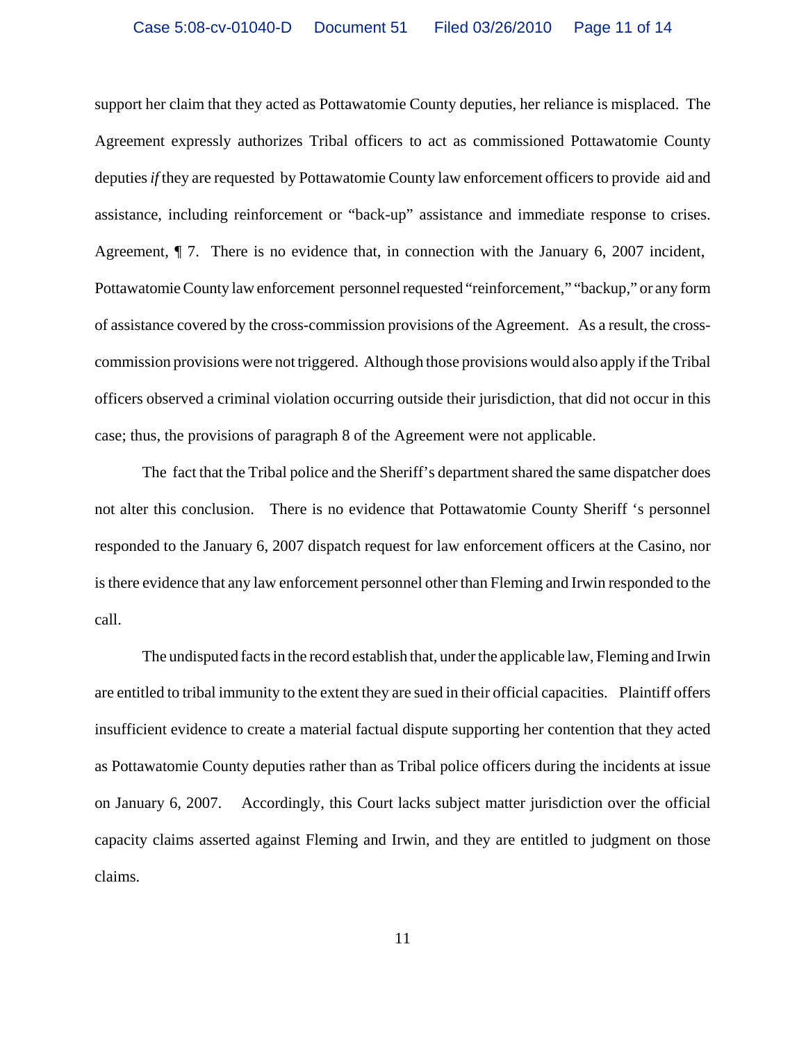support her claim that they acted as Pottawatomie County deputies, her reliance is misplaced. The Agreement expressly authorizes Tribal officers to act as commissioned Pottawatomie County deputies *if* they are requested by Pottawatomie County law enforcement officers to provide aid and assistance, including reinforcement or "back-up" assistance and immediate response to crises. Agreement, ¶ 7. There is no evidence that, in connection with the January 6, 2007 incident, Pottawatomie County law enforcement personnel requested "reinforcement," "backup," or any form of assistance covered by the cross-commission provisions of the Agreement. As a result, the cross-commission provisions were not triggered. Although those provisions would also apply if the Tribal officers observed a criminal violation occurring outside their jurisdiction, that did not occur in this case; thus, the provisions of paragraph 8 of the Agreement were not applicable.

The fact that the Tribal police and the Sheriff's department shared the same dispatcher does not alter this conclusion. There is no evidence that Pottawatomie County Sheriff 's personnel responded to the January 6, 2007 dispatch request for law enforcement officers at the Casino, nor is there evidence that any law enforcement personnel other than Fleming and Irwin responded to the call.

The undisputed facts in the record establish that, under the applicable law, Fleming and Irwin are entitled to tribal immunity to the extent they are sued in their official capacities. Plaintiff offers insufficient evidence to create a material factual dispute supporting her contention that they acted as Pottawatomie County deputies rather than as Tribal police officers during the incidents at issue on January 6, 2007. Accordingly, this Court lacks subject matter jurisdiction over the official capacity claims asserted against Fleming and Irwin, and they are entitled to judgment on those claims.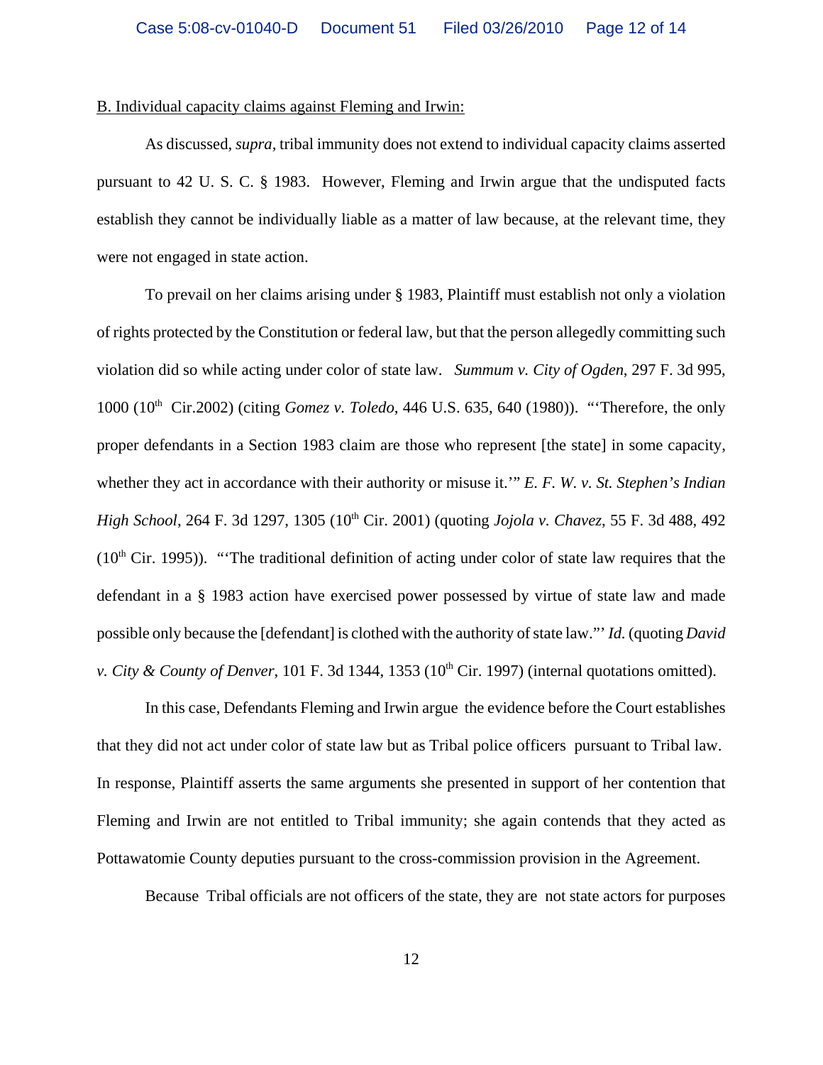B. Individual capacity claims against Fleming and Irwin:

As discussed, *supra,* tribal immunity does not extend to individual capacity claims asserted pursuant to 42 U. S. C. § 1983. However, Fleming and Irwin argue that the undisputed facts establish they cannot be individually liable as a matter of law because, at the relevant time, they were not engaged in state action.

To prevail on her claims arising under § 1983, Plaintiff must establish not only a violation of rights protected by the Constitution or federal law, but that the person allegedly committing such violation did so while acting under color of state law. *Summum v. City of Ogden*, 297 F. 3d 995, 1000 (10th Cir.2002) (citing *Gomez v. Toledo*, 446 U.S. 635, 640 (1980)). "'Therefore, the only proper defendants in a Section 1983 claim are those who represent [the state] in some capacity, whether they act in accordance with their authority or misuse it.'" *E. F. W. v. St. Stephen's Indian High School*, 264 F. 3d 1297, 1305 (10th Cir. 2001) (quoting *Jojola v. Chavez*, 55 F. 3d 488, 492 (10th Cir. 1995)). "'The traditional definition of acting under color of state law requires that the defendant in a § 1983 action have exercised power possessed by virtue of state law and made possible only because the [defendant] is clothed with the authority of state law."' *Id.* (quoting *David v. City & County of Denver*, 101 F. 3d 1344, 1353 (10th Cir. 1997) (internal quotations omitted).

In this case, Defendants Fleming and Irwin argue the evidence before the Court establishes that they did not act under color of state law but as Tribal police officers pursuant to Tribal law. In response, Plaintiff asserts the same arguments she presented in support of her contention that Fleming and Irwin are not entitled to Tribal immunity; she again contends that they acted as Pottawatomie County deputies pursuant to the cross-commission provision in the Agreement.

Because Tribal officials are not officers of the state, they are not state actors for purposes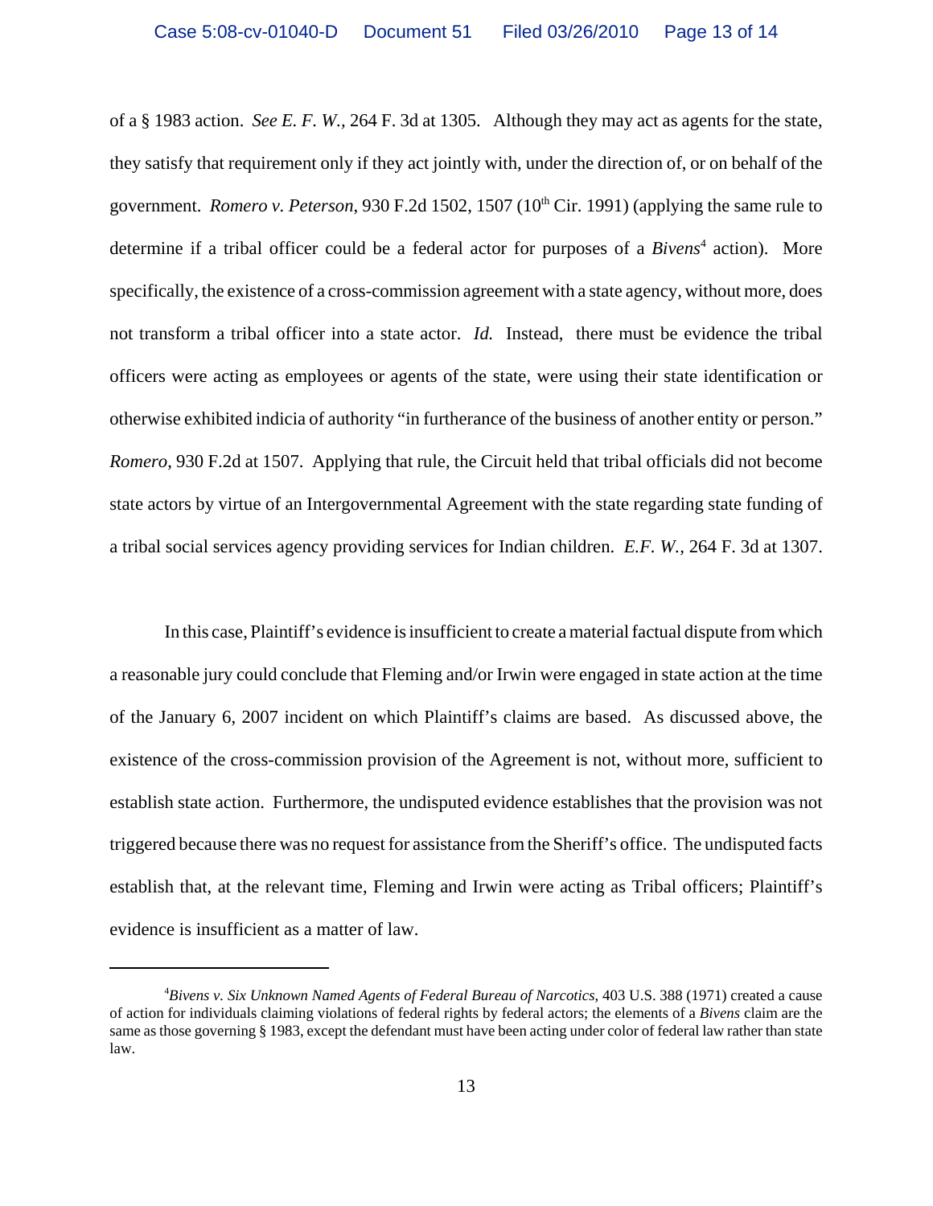of a § 1983 action. *See E. F. W.,* 264 F. 3d at 1305. Although they may act as agents for the state, they satisfy that requirement only if they act jointly with, under the direction of, or on behalf of the government. *Romero v. Peterson*, 930 F.2d 1502, 1507 (10th Cir. 1991) (applying the same rule to determine if a tribal officer could be a federal actor for purposes of a *Bivens*[4] action). More specifically, the existence of a cross-commission agreement with a state agency, without more, does not transform a tribal officer into a state actor. *Id.* Instead, there must be evidence the tribal officers were acting as employees or agents of the state, were using their state identification or otherwise exhibited indicia of authority "in furtherance of the business of another entity or person." *Romero,* 930 F.2d at 1507. Applying that rule, the Circuit held that tribal officials did not become state actors by virtue of an Intergovernmental Agreement with the state regarding state funding of a tribal social services agency providing services for Indian children. *E.F. W.,* 264 F. 3d at 1307.

In this case, Plaintiff's evidence is insufficient to create a material factual dispute from which a reasonable jury could conclude that Fleming and/or Irwin were engaged in state action at the time of the January 6, 2007 incident on which Plaintiff's claims are based. As discussed above, the existence of the cross-commission provision of the Agreement is not, without more, sufficient to establish state action. Furthermore, the undisputed evidence establishes that the provision was not triggered because there was no request for assistance from the Sheriff's office. The undisputed facts establish that, at the relevant time, Fleming and Irwin were acting as Tribal officers; Plaintiff's evidence is insufficient as a matter of law.

---

[4]*Bivens v. Six Unknown Named Agents of Federal Bureau of Narcotics*, 403 U.S. 388 (1971) created a cause of action for individuals claiming violations of federal rights by federal actors; the elements of a *Bivens* claim are the same as those governing § 1983, except the defendant must have been acting under color of federal law rather than state law.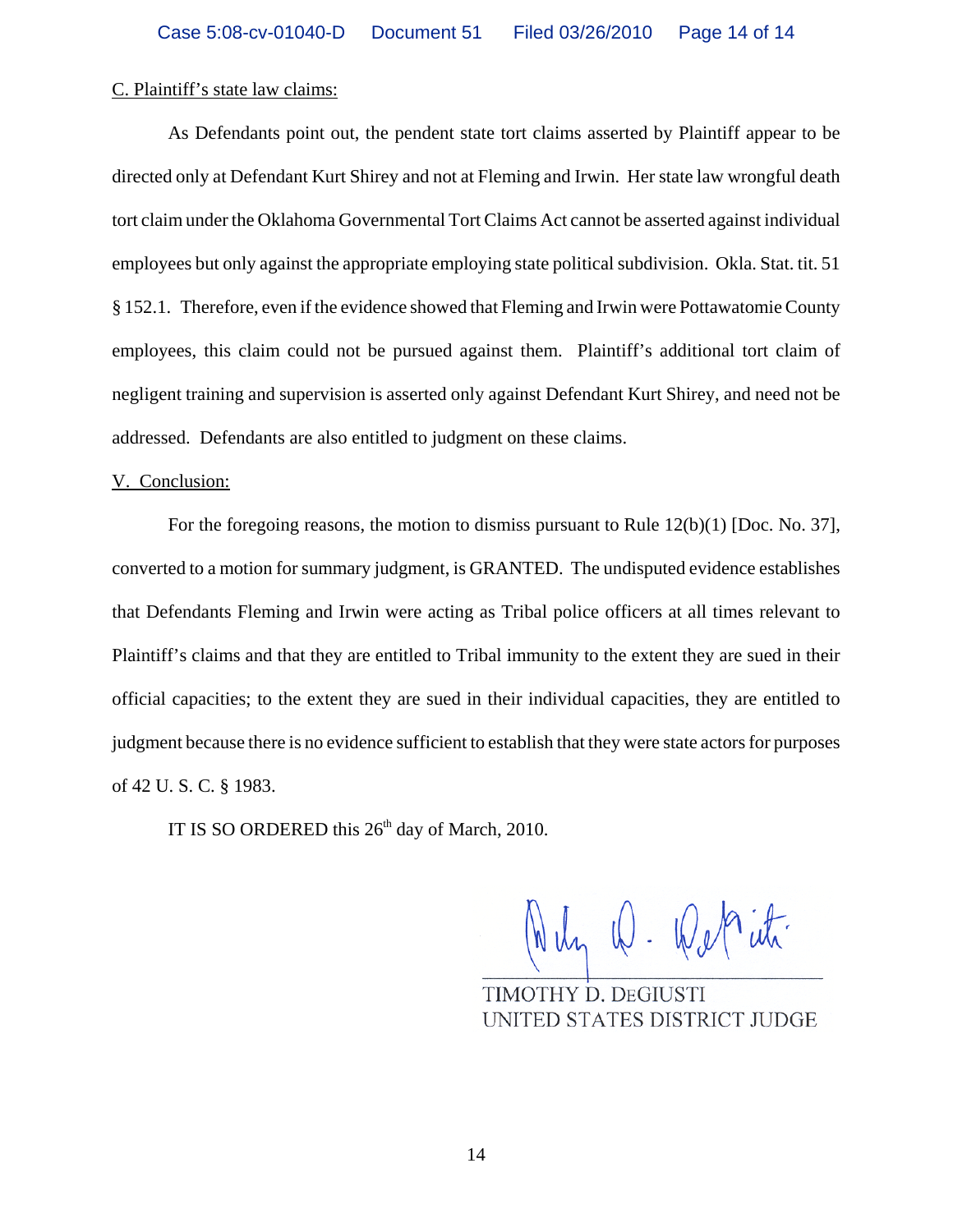C. Plaintiff's state law claims:

As Defendants point out, the pendent state tort claims asserted by Plaintiff appear to be directed only at Defendant Kurt Shirey and not at Fleming and Irwin. Her state law wrongful death tort claim under the Oklahoma Governmental Tort Claims Act cannot be asserted against individual employees but only against the appropriate employing state political subdivision. Okla. Stat. tit. 51 § 152.1. Therefore, even if the evidence showed that Fleming and Irwin were Pottawatomie County employees, this claim could not be pursued against them. Plaintiff's additional tort claim of negligent training and supervision is asserted only against Defendant Kurt Shirey, and need not be addressed. Defendants are also entitled to judgment on these claims.

V. Conclusion:

For the foregoing reasons, the motion to dismiss pursuant to Rule 12(b)(1) [Doc. No. 37], converted to a motion for summary judgment, is GRANTED. The undisputed evidence establishes that Defendants Fleming and Irwin were acting as Tribal police officers at all times relevant to Plaintiff's claims and that they are entitled to Tribal immunity to the extent they are sued in their official capacities; to the extent they are sued in their individual capacities, they are entitled to judgment because there is no evidence sufficient to establish that they were state actors for purposes of 42 U. S. C. § 1983.

IT IS SO ORDERED this 26th day of March, 2010.

TIMOTHY D. DEGIUSTI
UNITED STATES DISTRICT JUDGE